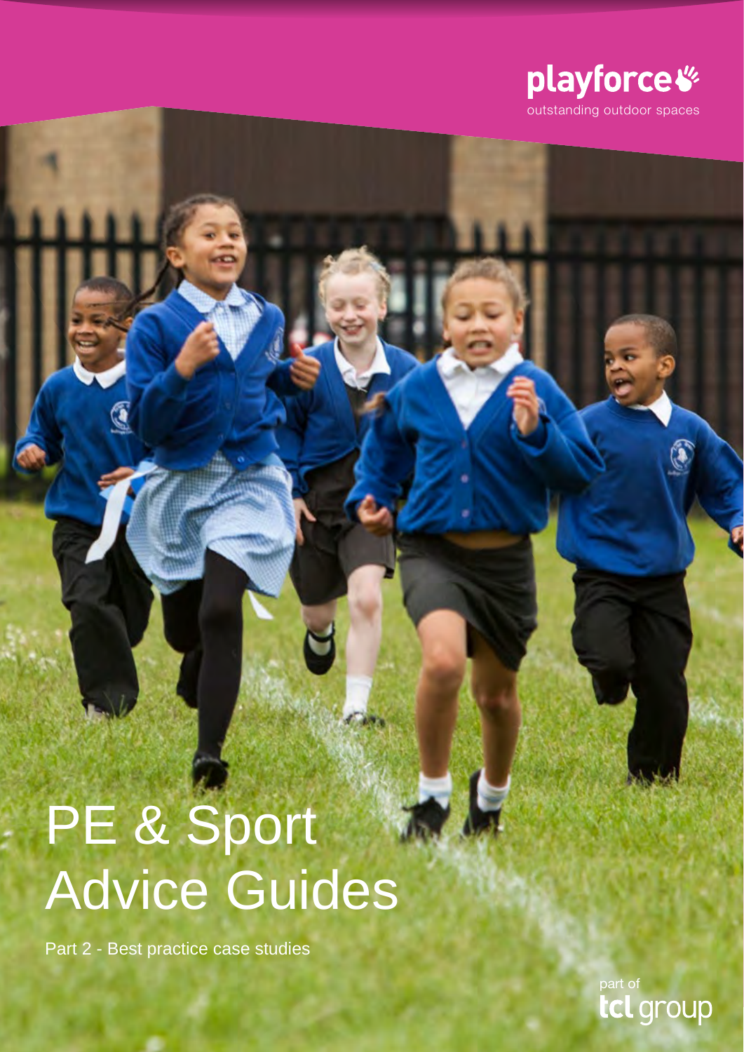playforce

outstanding outdoor spaces

# PE & Sport Advice Guides

Part 2 - Best practice case studies

part of tcl group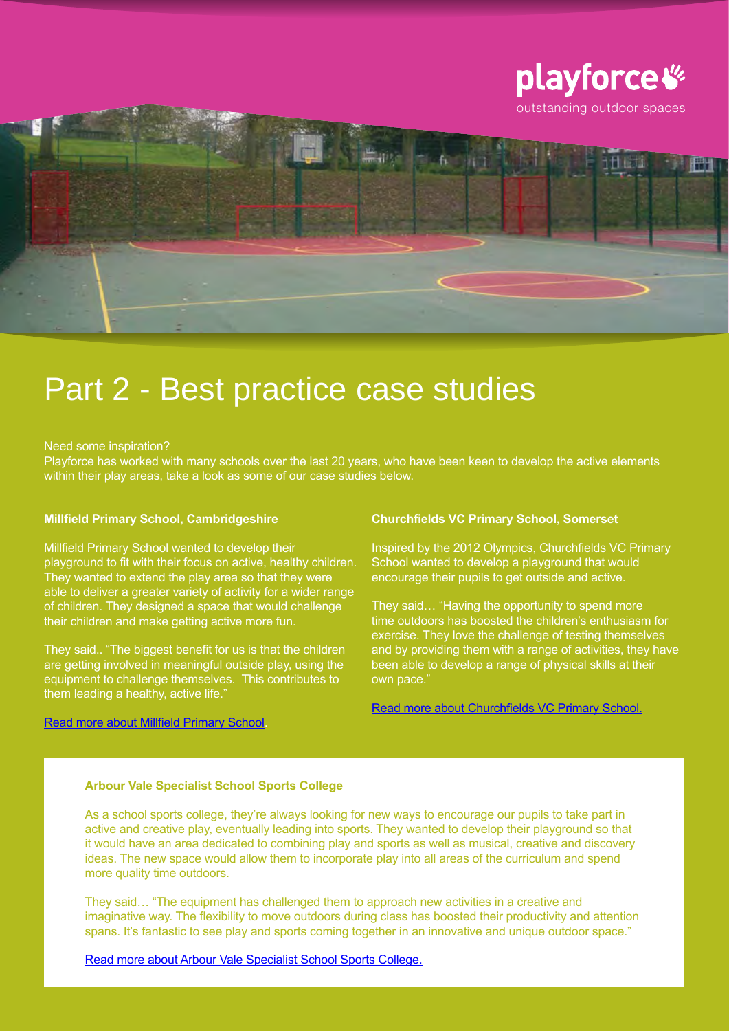playforce
outstanding outdoor spaces

# Part 2 - Best practice case studies

Need some inspiration?
Playforce has worked with many schools over the last 20 years, who have been keen to develop the active elements within their play areas, take a look as some of our case studies below.

### Millfield Primary School, Cambridgeshire

Millfield Primary School wanted to develop their playground to fit with their focus on active, healthy children. They wanted to extend the play area so that they were able to deliver a greater variety of activity for a wider range of children. They designed a space that would challenge their children and make getting active more fun.

They said.. "The biggest benefit for us is that the children are getting involved in meaningful outside play, using the equipment to challenge themselves. This contributes to them leading a healthy, active life."

Read more about Millfield Primary School.

### Churchfields VC Primary School, Somerset

Inspired by the 2012 Olympics, Churchfields VC Primary School wanted to develop a playground that would encourage their pupils to get outside and active.

They said… "Having the opportunity to spend more time outdoors has boosted the children's enthusiasm for exercise. They love the challenge of testing themselves and by providing them with a range of activities, they have been able to develop a range of physical skills at their own pace."

Read more about Churchfields VC Primary School.

### Arbour Vale Specialist School Sports College

As a school sports college, they're always looking for new ways to encourage our pupils to take part in active and creative play, eventually leading into sports. They wanted to develop their playground so that it would have an area dedicated to combining play and sports as well as musical, creative and discovery ideas. The new space would allow them to incorporate play into all areas of the curriculum and spend more quality time outdoors.

They said… "The equipment has challenged them to approach new activities in a creative and imaginative way. The flexibility to move outdoors during class has boosted their productivity and attention spans. It's fantastic to see play and sports coming together in an innovative and unique outdoor space."

Read more about Arbour Vale Specialist School Sports College.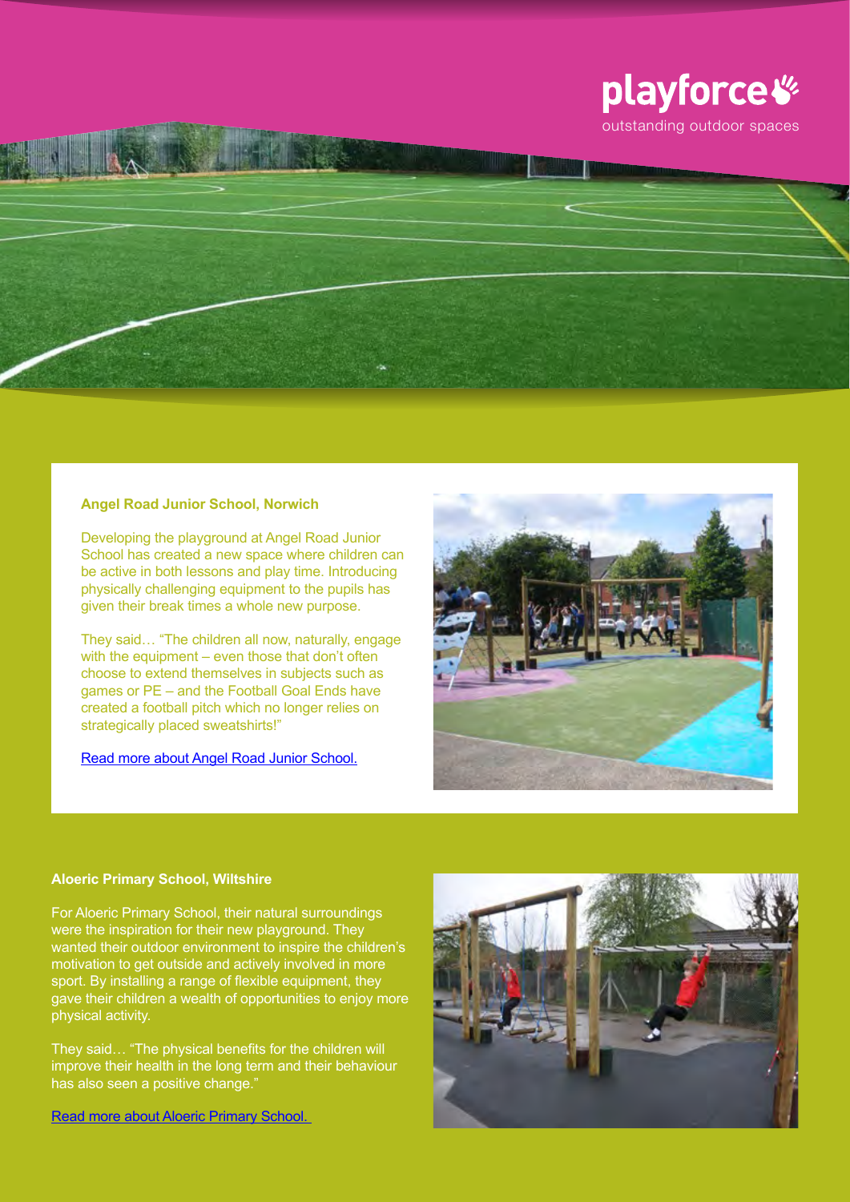playforce

outstanding outdoor spaces

### Angel Road Junior School, Norwich

Developing the playground at Angel Road Junior School has created a new space where children can be active in both lessons and play time. Introducing physically challenging equipment to the pupils has given their break times a whole new purpose.

They said… "The children all now, naturally, engage with the equipment – even those that don't often choose to extend themselves in subjects such as games or PE – and the Football Goal Ends have created a football pitch which no longer relies on strategically placed sweatshirts!"

Read more about Angel Road Junior School.

### Aloeric Primary School, Wiltshire

For Aloeric Primary School, their natural surroundings were the inspiration for their new playground. They wanted their outdoor environment to inspire the children's motivation to get outside and actively involved in more sport. By installing a range of flexible equipment, they gave their children a wealth of opportunities to enjoy more physical activity.

They said… "The physical benefits for the children will improve their health in the long term and their behaviour has also seen a positive change."

Read more about Aloeric Primary School.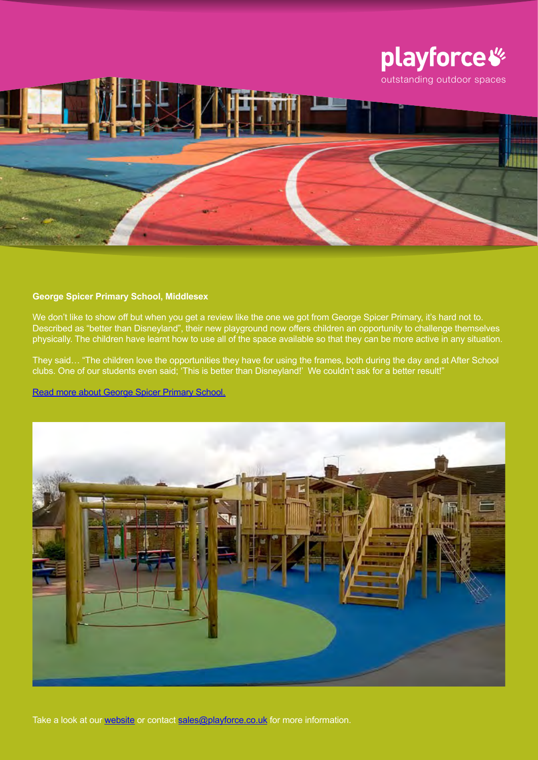playforce

outstanding outdoor spaces

**George Spicer Primary School, Middlesex**

We don't like to show off but when you get a review like the one we got from George Spicer Primary, it's hard not to. Described as "better than Disneyland", their new playground now offers children an opportunity to challenge themselves physically. The children have learnt how to use all of the space available so that they can be more active in any situation.

They said… "The children love the opportunities they have for using the frames, both during the day and at After School clubs. One of our students even said; 'This is better than Disneyland!' We couldn't ask for a better result!"

Read more about George Spicer Primary School.

Take a look at our website or contact sales@playforce.co.uk for more information.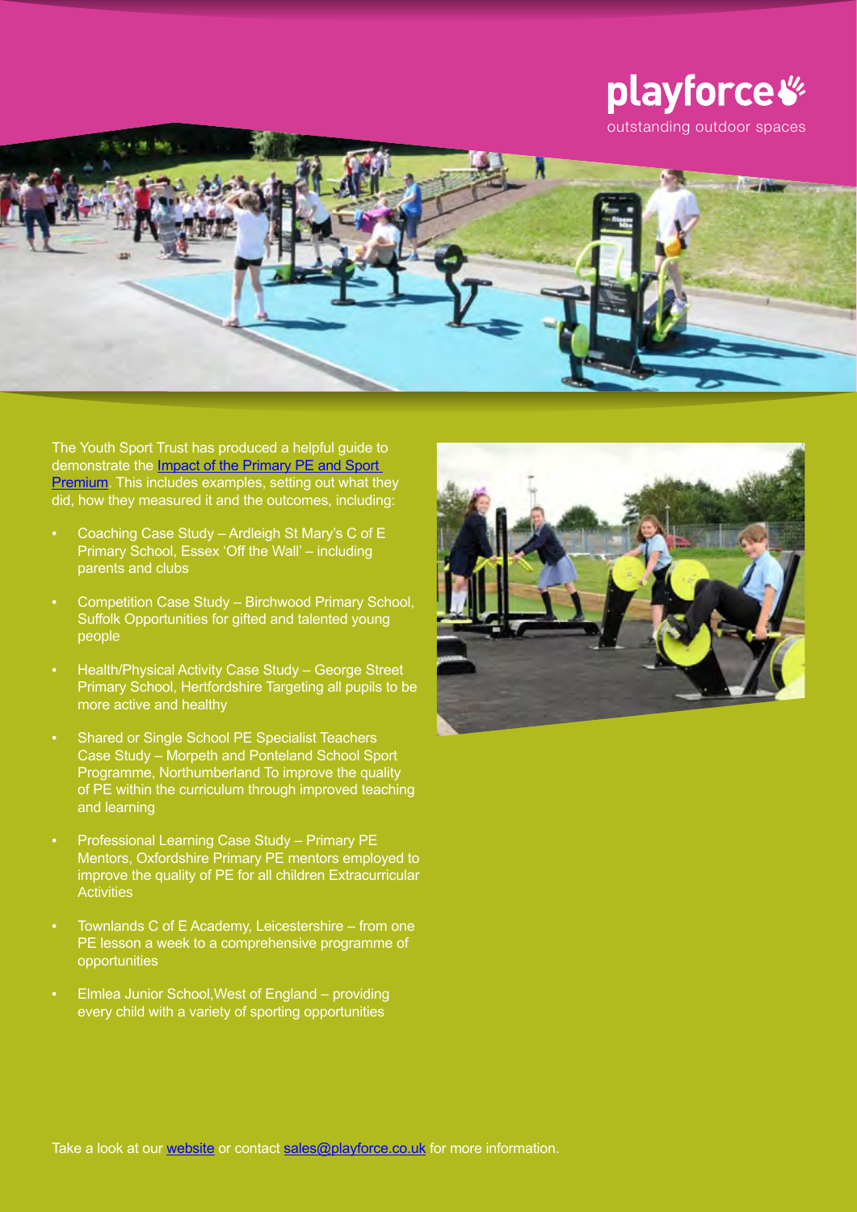The Youth Sport Trust has produced a helpful guide to demonstrate the [Impact of the Primary PE and Sport Premium](). This includes examples, setting out what they did, how they measured it and the outcomes, including:

- Coaching Case Study – Ardleigh St Mary's C of E Primary School, Essex 'Off the Wall' – including parents and clubs
- Competition Case Study – Birchwood Primary School, Suffolk Opportunities for gifted and talented young people
- Health/Physical Activity Case Study – George Street Primary School, Hertfordshire Targeting all pupils to be more active and healthy
- Shared or Single School PE Specialist Teachers Case Study – Morpeth and Ponteland School Sport Programme, Northumberland To improve the quality of PE within the curriculum through improved teaching and learning
- Professional Learning Case Study – Primary PE Mentors, Oxfordshire Primary PE mentors employed to improve the quality of PE for all children Extracurricular Activities
- Townlands C of E Academy, Leicestershire – from one PE lesson a week to a comprehensive programme of opportunities
- Elmlea Junior School,West of England – providing every child with a variety of sporting opportunities

Take a look at our [website]() or contact [sales@playforce.co.uk]() for more information.